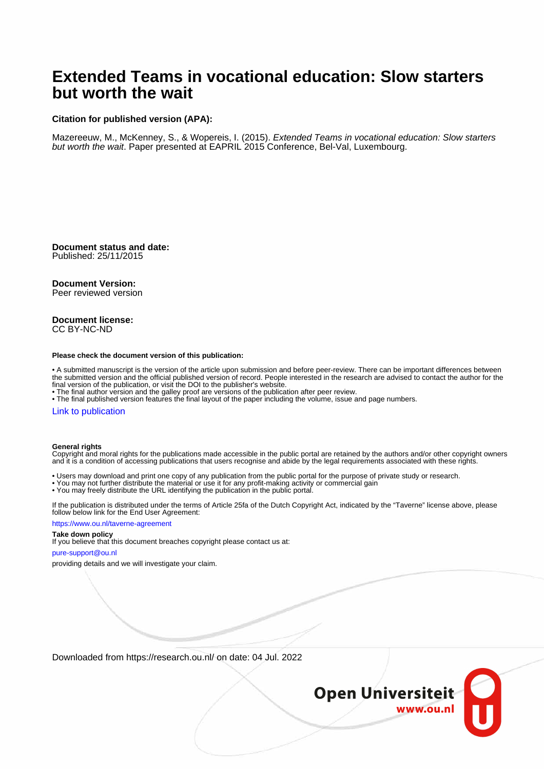# Extended Teams in vocational education: Slow starters but worth the wait

**Citation for published version (APA):**

Mazereeuw, M., McKenney, S., & Wopereis, I. (2015). *Extended Teams in vocational education: Slow starters but worth the wait*. Paper presented at EAPRIL 2015 Conference, Bel-Val, Luxembourg.

**Document status and date:**
Published: 25/11/2015

**Document Version:**
Peer reviewed version

**Document license:**
CC BY-NC-ND

**Please check the document version of this publication:**

• A submitted manuscript is the version of the article upon submission and before peer-review. There can be important differences between the submitted version and the official published version of record. People interested in the research are advised to contact the author for the final version of the publication, or visit the DOI to the publisher's website.
• The final author version and the galley proof are versions of the publication after peer review.
• The final published version features the final layout of the paper including the volume, issue and page numbers.

Link to publication

**General rights**
Copyright and moral rights for the publications made accessible in the public portal are retained by the authors and/or other copyright owners and it is a condition of accessing publications that users recognise and abide by the legal requirements associated with these rights.

• Users may download and print one copy of any publication from the public portal for the purpose of private study or research.
• You may not further distribute the material or use it for any profit-making activity or commercial gain
• You may freely distribute the URL identifying the publication in the public portal.

If the publication is distributed under the terms of Article 25fa of the Dutch Copyright Act, indicated by the "Taverne" license above, please follow below link for the End User Agreement:

https://www.ou.nl/taverne-agreement

**Take down policy**
If you believe that this document breaches copyright please contact us at:

pure-support@ou.nl

providing details and we will investigate your claim.

Downloaded from https://research.ou.nl/ on date: 04 Jul. 2022

Open Universiteit
www.ou.nl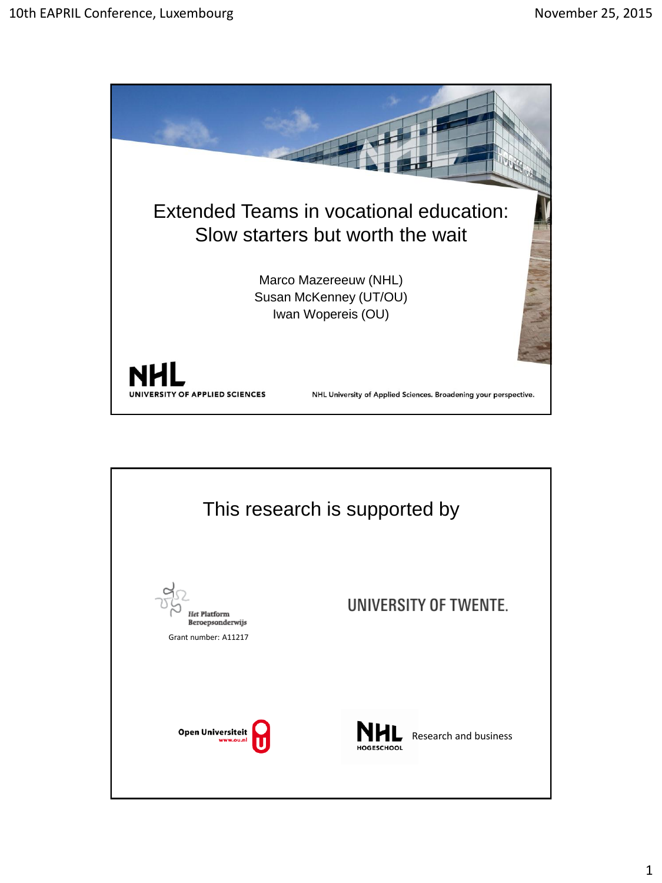# Extended Teams in vocational education: Slow starters but worth the wait

Marco Mazereeuw (NHL)
Susan McKenney (UT/OU)
Iwan Wopereis (OU)

NHL UNIVERSITY OF APPLIED SCIENCES

NHL University of Applied Sciences. Broadening your perspective.

---

## This research is supported by

Het Platform Beroepsonderwijs

Grant number: A11217

UNIVERSITY OF TWENTE.

Open Universiteit www.ou.nl

NHL HOGESCHOOL Research and business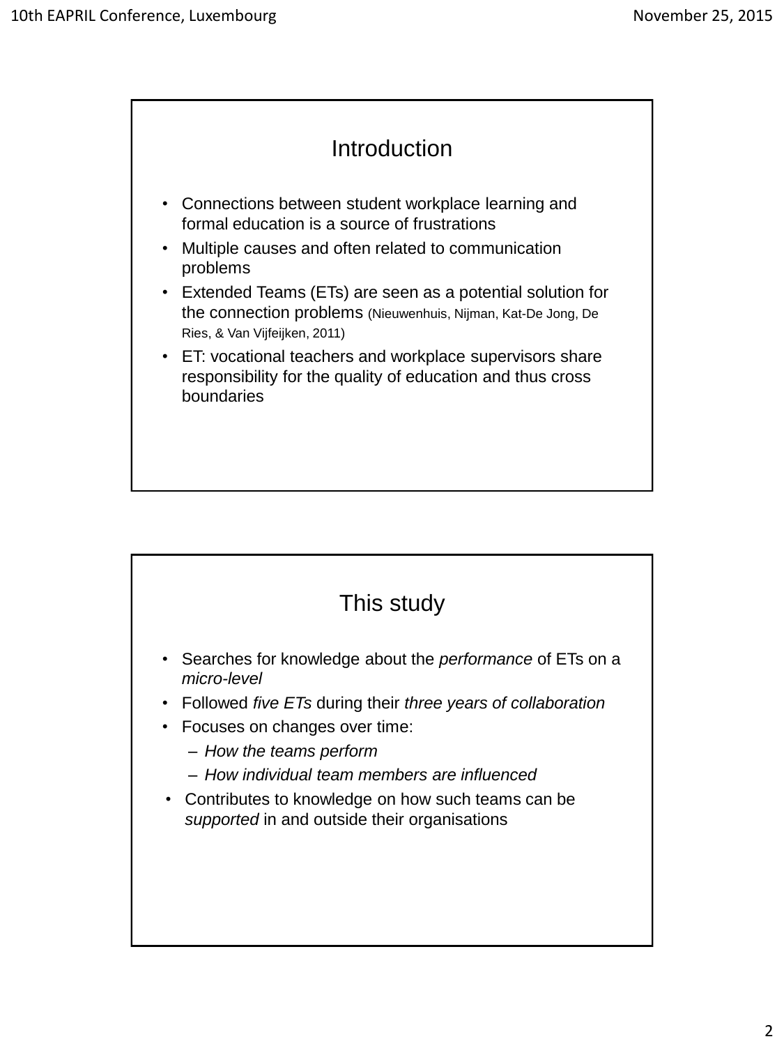## Introduction

- Connections between student workplace learning and formal education is a source of frustrations
- Multiple causes and often related to communication problems
- Extended Teams (ETs) are seen as a potential solution for the connection problems (Nieuwenhuis, Nijman, Kat-De Jong, De Ries, & Van Vijfeijken, 2011)
- ET: vocational teachers and workplace supervisors share responsibility for the quality of education and thus cross boundaries

## This study

- Searches for knowledge about the *performance* of ETs on a *micro-level*
- Followed *five ETs* during their *three years of collaboration*
- Focuses on changes over time:
  - *How the teams perform*
  - *How individual team members are influenced*
- Contributes to knowledge on how such teams can be *supported* in and outside their organisations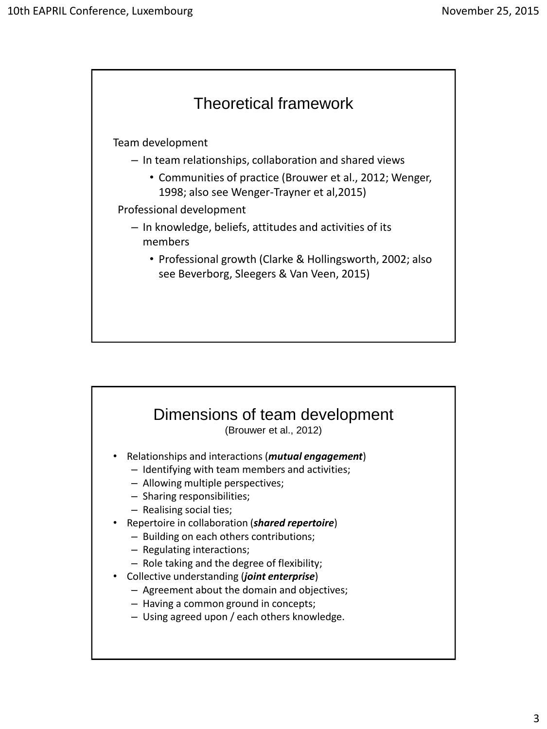## Theoretical framework

Team development

- In team relationships, collaboration and shared views
  - Communities of practice (Brouwer et al., 2012; Wenger, 1998; also see Wenger-Trayner et al,2015)

Professional development

- In knowledge, beliefs, attitudes and activities of its members
  - Professional growth (Clarke & Hollingsworth, 2002; also see Beverborg, Sleegers & Van Veen, 2015)

## Dimensions of team development

(Brouwer et al., 2012)

- Relationships and interactions (***mutual engagement***)
  - Identifying with team members and activities;
  - Allowing multiple perspectives;
  - Sharing responsibilities;
  - Realising social ties;
- Repertoire in collaboration (***shared repertoire***)
  - Building on each others contributions;
  - Regulating interactions;
  - Role taking and the degree of flexibility;
- Collective understanding (***joint enterprise***)
  - Agreement about the domain and objectives;
  - Having a common ground in concepts;
  - Using agreed upon / each others knowledge.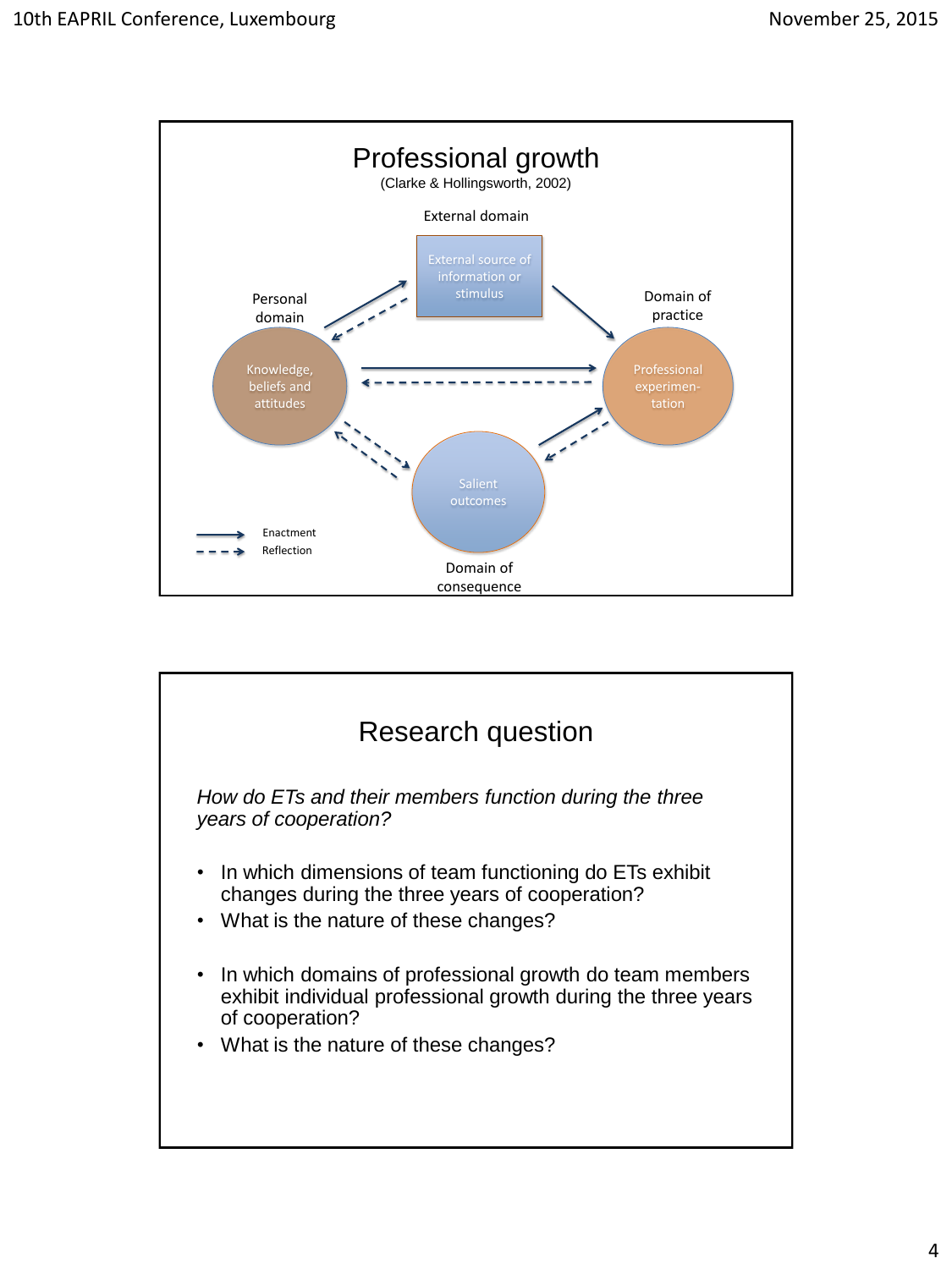## Professional growth

(Clarke & Hollingsworth, 2002)

External domain

External source of information or stimulus

Personal domain

Knowledge, beliefs and attitudes

Domain of practice

Professional experimen-tation

Salient outcomes

Domain of consequence

Enactment

Reflection

## Research question

*How do ETs and their members function during the three years of cooperation?*

- In which dimensions of team functioning do ETs exhibit changes during the three years of cooperation?
- What is the nature of these changes?

- In which domains of professional growth do team members exhibit individual professional growth during the three years of cooperation?
- What is the nature of these changes?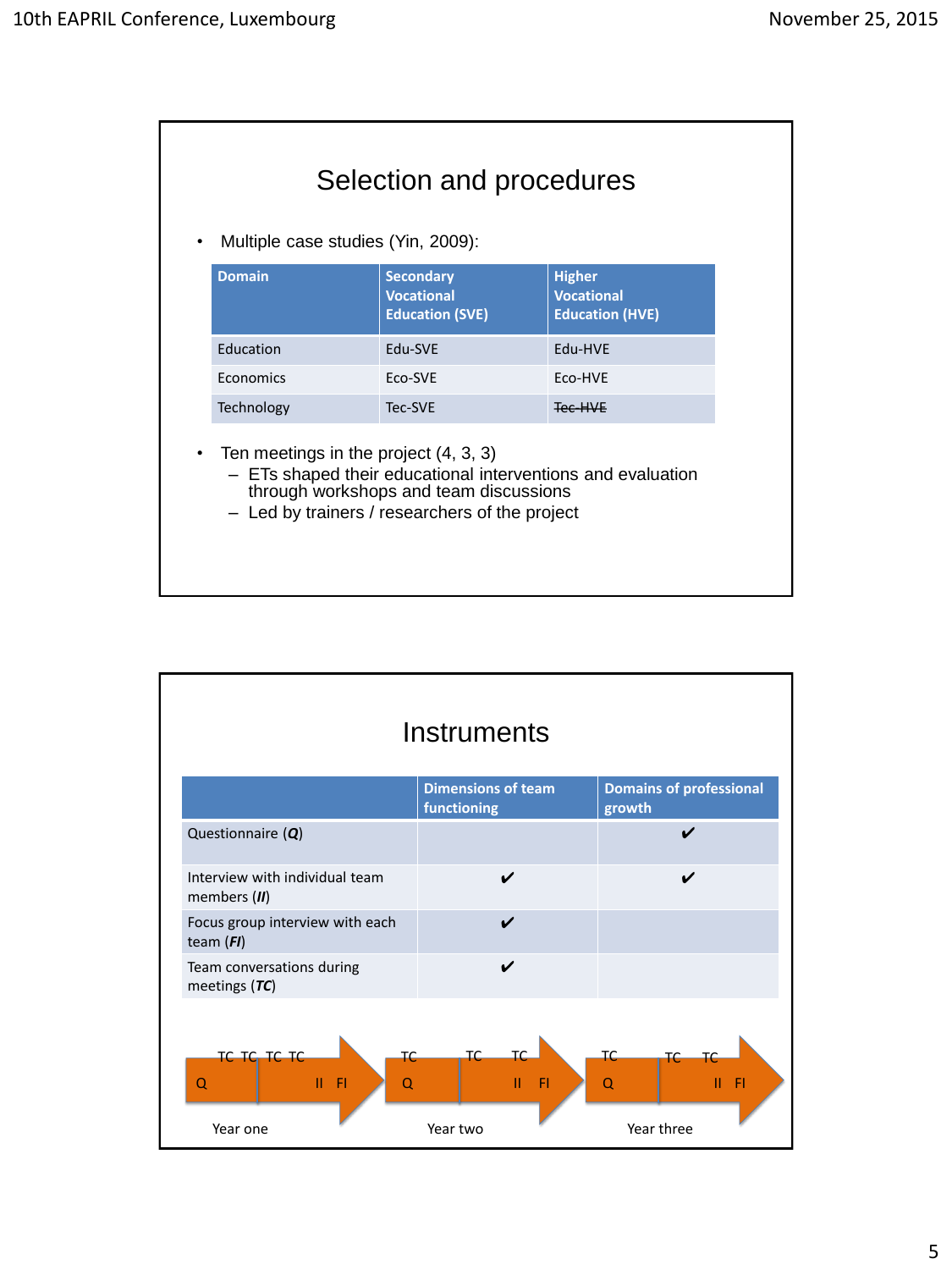## Selection and procedures

- Multiple case studies (Yin, 2009):

| Domain | Secondary Vocational Education (SVE) | Higher Vocational Education (HVE) |
|---|---|---|
| Education | Edu-SVE | Edu-HVE |
| Economics | Eco-SVE | Eco-HVE |
| Technology | Tec-SVE | ~~Tec-HVE~~ |

- Ten meetings in the project (4, 3, 3)
  - ETs shaped their educational interventions and evaluation through workshops and team discussions
  - Led by trainers / researchers of the project

## Instruments

| | Dimensions of team functioning | Domains of professional growth |
|---|---|---|
| Questionnaire (***Q***) | | ✔ |
| Interview with individual team members (***II***) | ✔ | ✔ |
| Focus group interview with each team (***FI***) | ✔ | |
| Team conversations during meetings (***TC***) | ✔ | |

Year one: Q, TC, TC, TC, TC, II, FI

Year two: Q, TC, TC, TC, II, FI

Year three: Q, TC, TC, TC, II, FI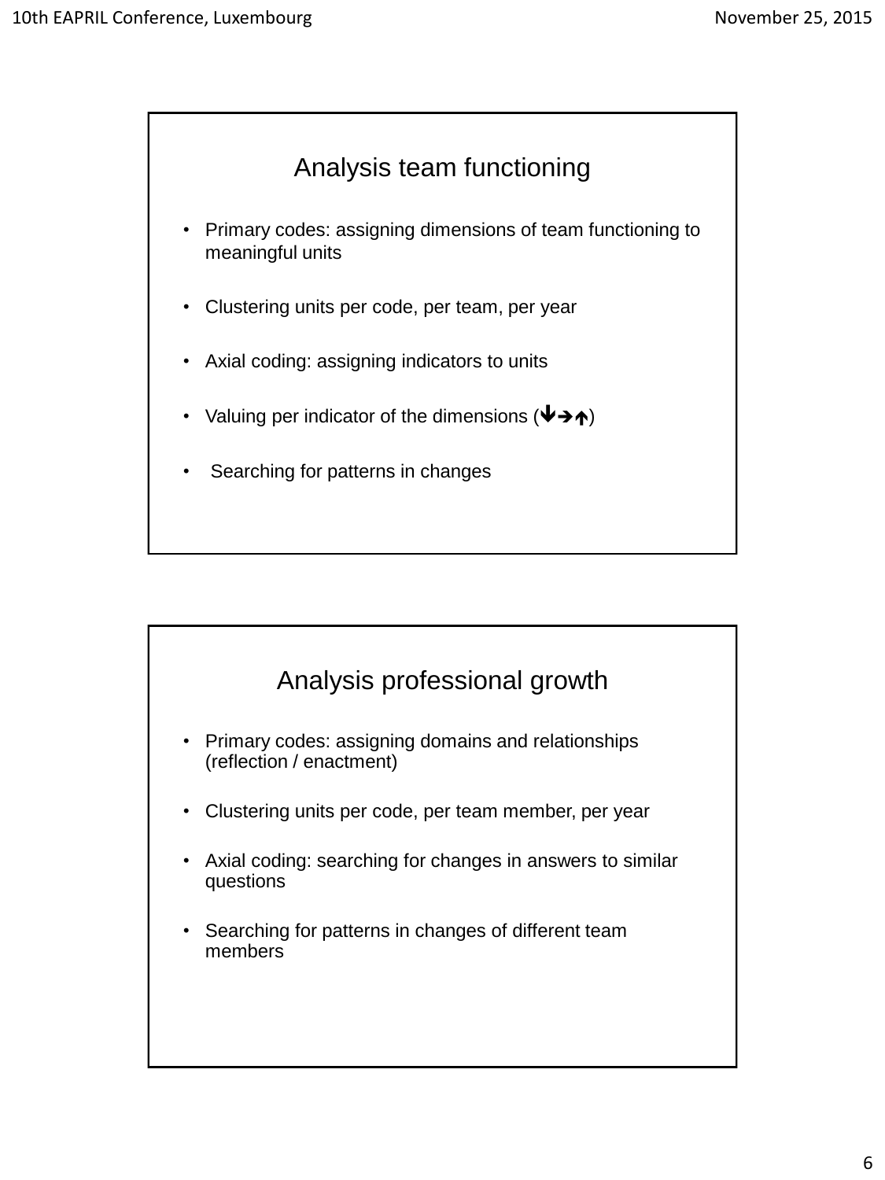## Analysis team functioning

- Primary codes: assigning dimensions of team functioning to meaningful units
- Clustering units per code, per team, per year
- Axial coding: assigning indicators to units
- Valuing per indicator of the dimensions (↓→↑)
- Searching for patterns in changes

## Analysis professional growth

- Primary codes: assigning domains and relationships (reflection / enactment)
- Clustering units per code, per team member, per year
- Axial coding: searching for changes in answers to similar questions
- Searching for patterns in changes of different team members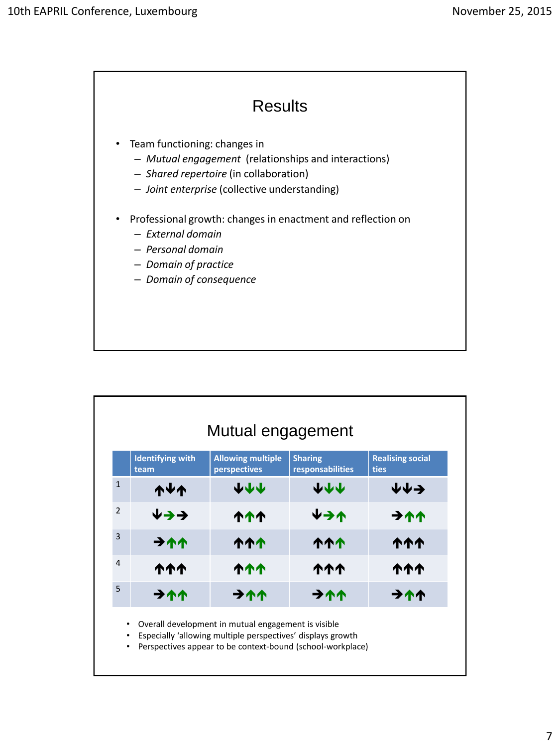## Results

- Team functioning: changes in
  - *Mutual engagement* (relationships and interactions)
  - *Shared repertoire* (in collaboration)
  - *Joint enterprise* (collective understanding)
- Professional growth: changes in enactment and reflection on
  - *External domain*
  - *Personal domain*
  - *Domain of practice*
  - *Domain of consequence*

## Mutual engagement

| | Identifying with team | Allowing multiple perspectives | Sharing responsabilities | Realising social ties |
|---|---|---|---|---|
| 1 | ↑↓↑ | ↓↓↓ | ↓↓↓ | ↓↓→ |
| 2 | ↓→→ | ↑↑↑ | ↓→↑ | →↑↑ |
| 3 | →↑↑ | ↑↑↑ | ↑↑↑ | ↑↑↑ |
| 4 | ↑↑↑ | ↑↑↑ | ↑↑↑ | ↑↑↑ |
| 5 | →↑↑ | →↑↑ | →↑↑ | →↑↑ |

- Overall development in mutual engagement is visible
- Especially 'allowing multiple perspectives' displays growth
- Perspectives appear to be context-bound (school-workplace)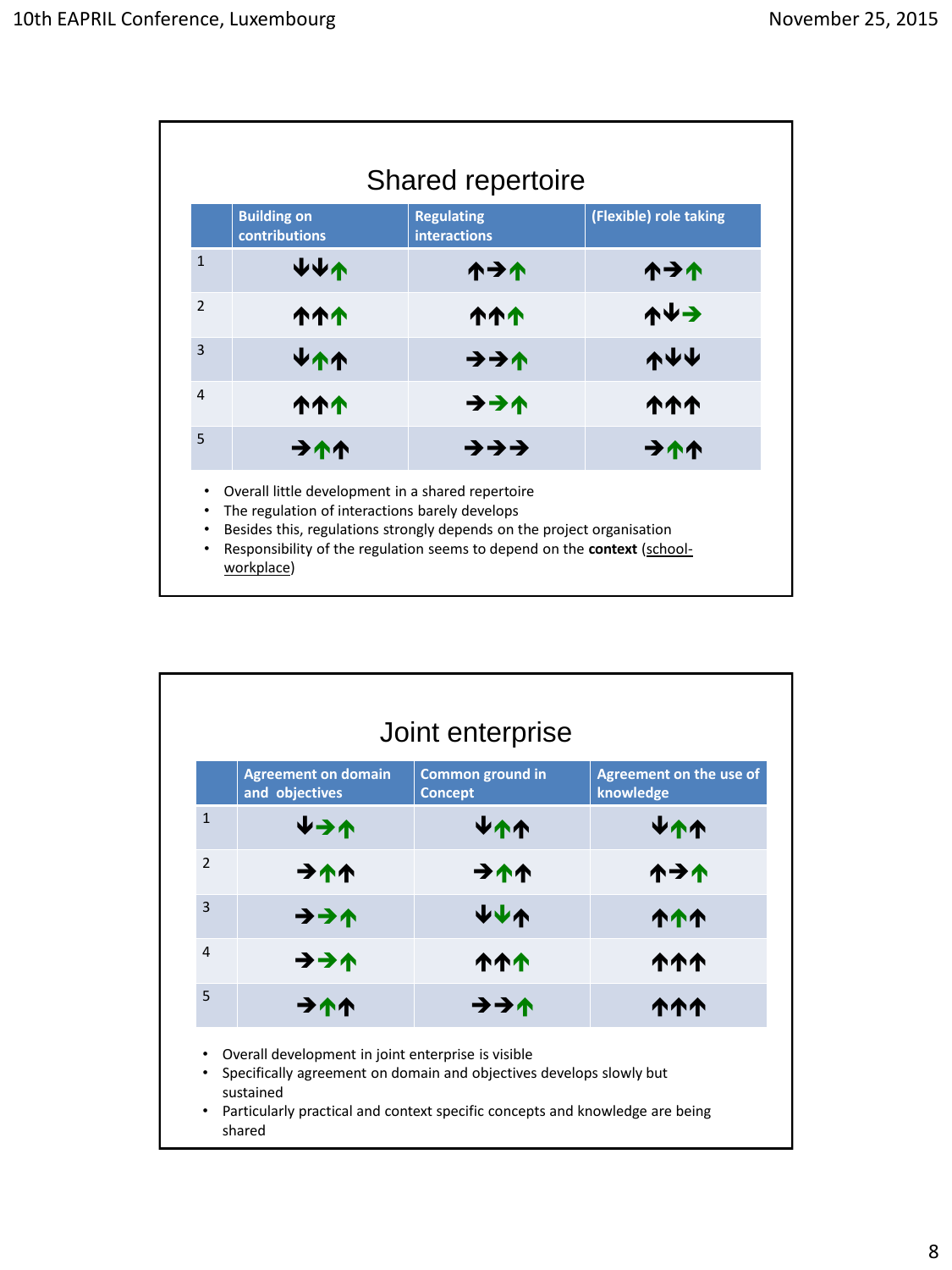## Shared repertoire

| | Building on contributions | Regulating interactions | (Flexible) role taking |
|---|---|---|---|
| 1 | ↓↓↑ | ↑→↑ | ↑→↑ |
| 2 | ↑↑↑ | ↑↑↑ | ↑↓→ |
| 3 | ↓↑↑ | →→↑ | ↑↓↓ |
| 4 | ↑↑↑ | →→↑ | ↑↑↑ |
| 5 | →↑↑ | →→→ | →↑↑ |

- Overall little development in a shared repertoire
- The regulation of interactions barely develops
- Besides this, regulations strongly depends on the project organisation
- Responsibility of the regulation seems to depend on the **context** (school-workplace)

## Joint enterprise

| | Agreement on domain and objectives | Common ground in Concept | Agreement on the use of knowledge |
|---|---|---|---|
| 1 | ↓→↑ | ↓↑↑ | ↓↑↑ |
| 2 | →↑↑ | →↑↑ | ↑→↑ |
| 3 | →→↑ | ↓↓↑ | ↑↑↑ |
| 4 | →→↑ | ↑↑↑ | ↑↑↑ |
| 5 | →↑↑ | →→↑ | ↑↑↑ |

- Overall development in joint enterprise is visible
- Specifically agreement on domain and objectives develops slowly but sustained
- Particularly practical and context specific concepts and knowledge are being shared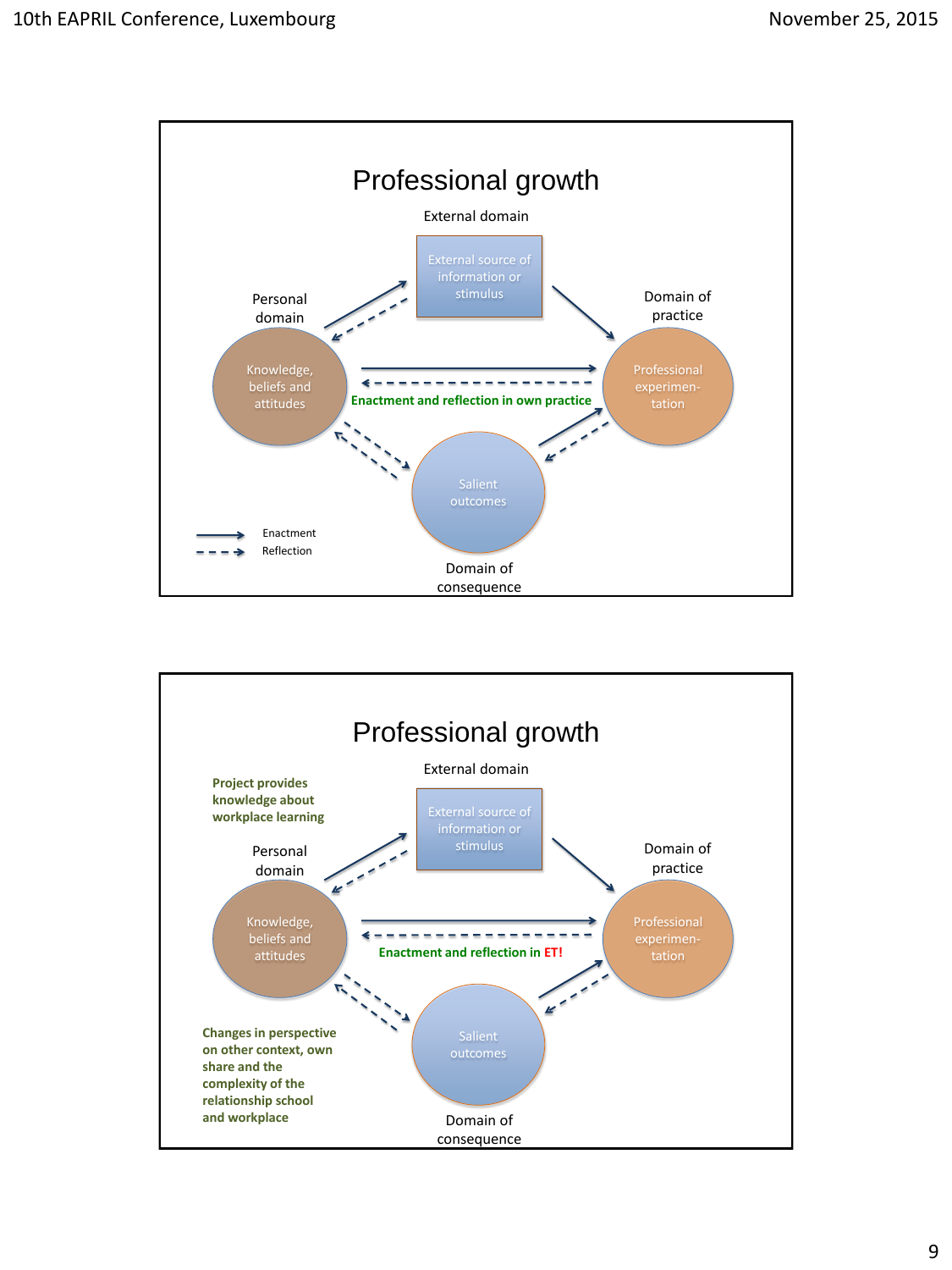# Professional growth

External domain

External source of information or stimulus

Personal domain

Domain of practice

Knowledge, beliefs and attitudes

Professional experimen-tation

Enactment and reflection in own practice

Salient outcomes

Domain of consequence

Enactment

Reflection

# Professional growth

Project provides knowledge about workplace learning

External domain

External source of information or stimulus

Personal domain

Domain of practice

Knowledge, beliefs and attitudes

Professional experimen-tation

Enactment and reflection in ET!

Salient outcomes

Changes in perspective on other context, own share and the complexity of the relationship school and workplace

Domain of consequence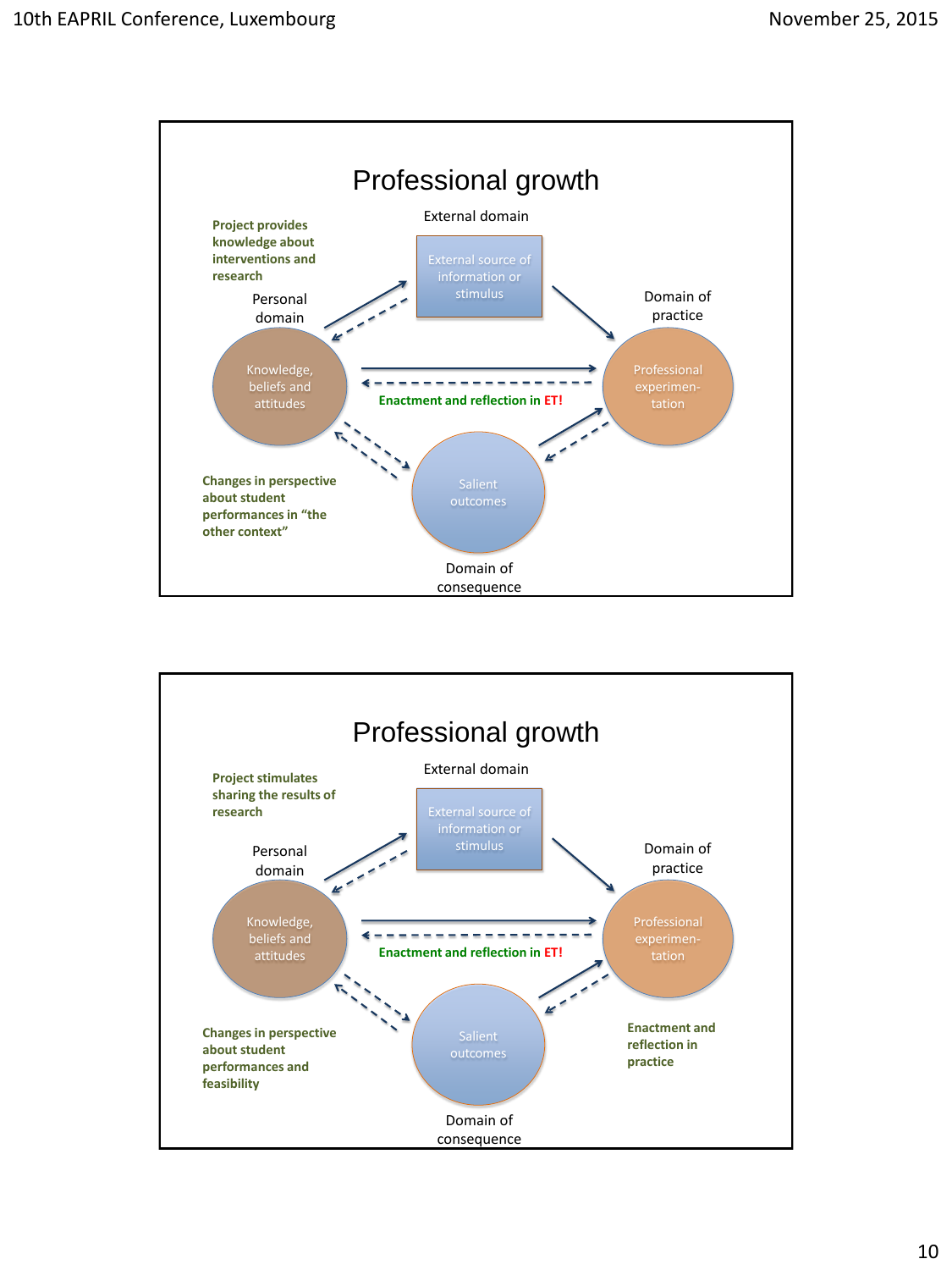## Professional growth

External domain

**Project provides knowledge about interventions and research**

Personal domain

External source of information or stimulus

Domain of practice

Knowledge, beliefs and attitudes

Professional experimen-tation

**Enactment and reflection in ET!**

Salient outcomes

**Changes in perspective about student performances in "the other context"**

Domain of consequence

## Professional growth

External domain

**Project stimulates sharing the results of research**

Personal domain

External source of information or stimulus

Domain of practice

Knowledge, beliefs and attitudes

Professional experimen-tation

**Enactment and reflection in ET!**

Salient outcomes

**Changes in perspective about student performances and feasibility**

**Enactment and reflection in practice**

Domain of consequence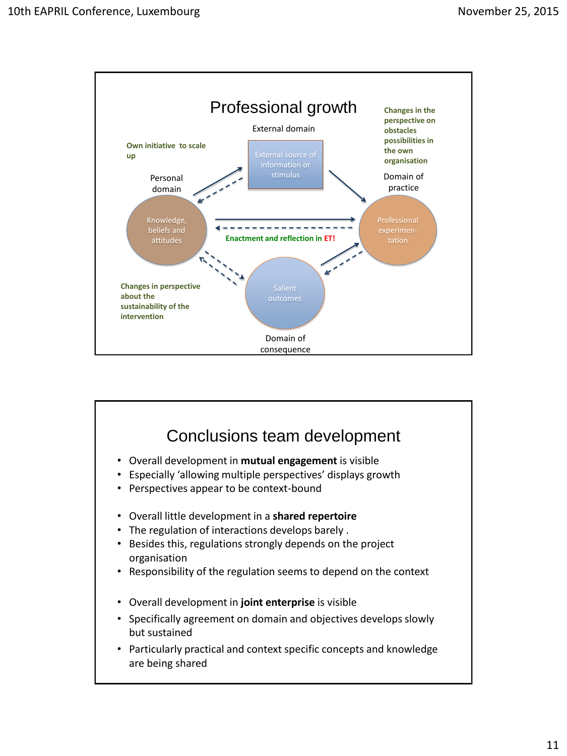## Professional growth

External domain

External source of information or stimulus

Own initiative to scale up

Changes in the perspective on obstacles possibilities in the own organisation

Personal domain

Knowledge, beliefs and attitudes

Domain of practice

Professional experimen-tation

Enactment and reflection in ET!

Changes in perspective about the sustainability of the intervention

Salient outcomes

Domain of consequence

## Conclusions team development

- Overall development in **mutual engagement** is visible
- Especially 'allowing multiple perspectives' displays growth
- Perspectives appear to be context-bound

- Overall little development in a **shared repertoire**
- The regulation of interactions develops barely .
- Besides this, regulations strongly depends on the project organisation
- Responsibility of the regulation seems to depend on the context

- Overall development in **joint enterprise** is visible
- Specifically agreement on domain and objectives develops slowly but sustained
- Particularly practical and context specific concepts and knowledge are being shared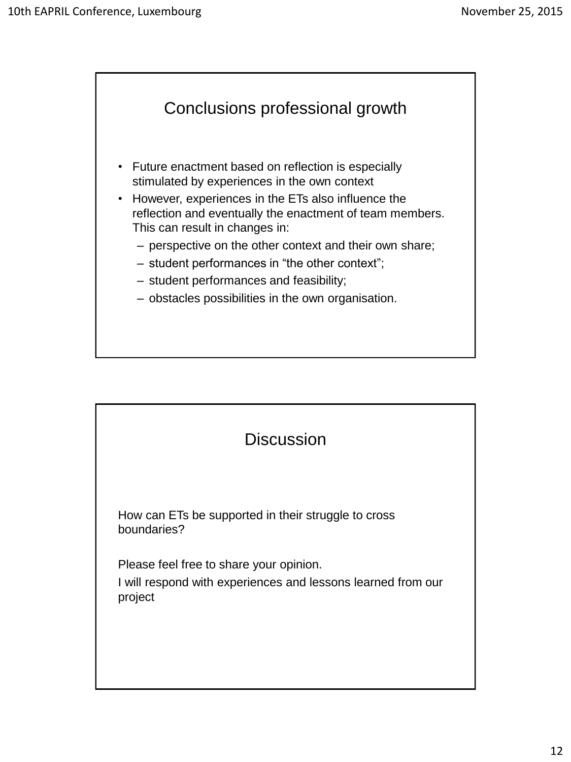## Conclusions professional growth

- Future enactment based on reflection is especially stimulated by experiences in the own context
- However, experiences in the ETs also influence the reflection and eventually the enactment of team members. This can result in changes in:
  - perspective on the other context and their own share;
  - student performances in “the other context”;
  - student performances and feasibility;
  - obstacles possibilities in the own organisation.

## Discussion

How can ETs be supported in their struggle to cross boundaries?

Please feel free to share your opinion.

I will respond with experiences and lessons learned from our project